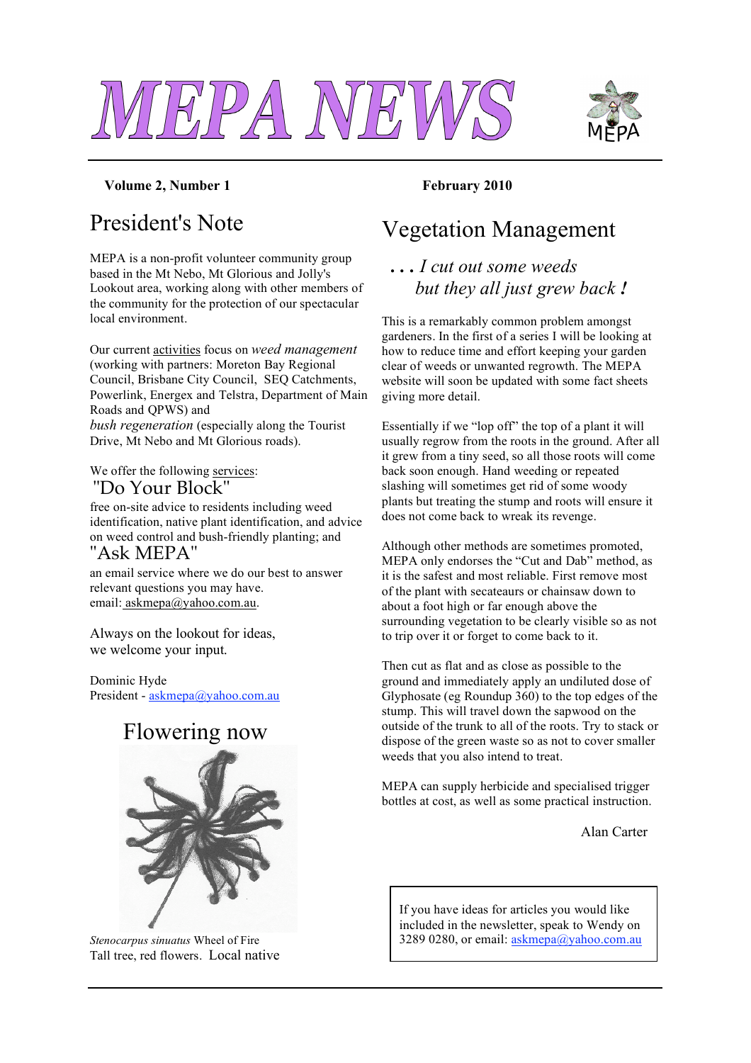# MEPA NEWS

**Volume 2, Number 1** **February 2010**

## President's Note

MEPA is a non-profit volunteer community group based in the Mt Nebo, Mt Glorious and Jolly's Lookout area, working along with other members of the community for the protection of our spectacular local environment.

Our current activities focus on *weed management* (working with partners: Moreton Bay Regional Council, Brisbane City Council, SEQ Catchments, Powerlink, Energex and Telstra, Department of Main Roads and QPWS) and *bush regeneration* (especially along the Tourist Drive, Mt Nebo and Mt Glorious roads).

We offer the following services:

### "Do Your Block"

free on-site advice to residents including weed identification, native plant identification, and advice on weed control and bush-friendly planting; and

### "Ask MEPA"

an email service where we do our best to answer relevant questions you may have.
email: askmepa@yahoo.com.au.

Always on the lookout for ideas,
we welcome your input.

Dominic Hyde
President - askmepa@yahoo.com.au

## Flowering now

*Stenocarpus sinuatus* Wheel of Fire
Tall tree, red flowers. Local native

## Vegetation Management

*. . . I cut out some weeds*
*but they all just grew back !*

This is a remarkably common problem amongst gardeners. In the first of a series I will be looking at how to reduce time and effort keeping your garden clear of weeds or unwanted regrowth. The MEPA website will soon be updated with some fact sheets giving more detail.

Essentially if we "lop off" the top of a plant it will usually regrow from the roots in the ground. After all it grew from a tiny seed, so all those roots will come back soon enough. Hand weeding or repeated slashing will sometimes get rid of some woody plants but treating the stump and roots will ensure it does not come back to wreak its revenge.

Although other methods are sometimes promoted, MEPA only endorses the "Cut and Dab" method, as it is the safest and most reliable. First remove most of the plant with secateaurs or chainsaw down to about a foot high or far enough above the surrounding vegetation to be clearly visible so as not to trip over it or forget to come back to it.

Then cut as flat and as close as possible to the ground and immediately apply an undiluted dose of Glyphosate (eg Roundup 360) to the top edges of the stump. This will travel down the sapwood on the outside of the trunk to all of the roots. Try to stack or dispose of the green waste so as not to cover smaller weeds that you also intend to treat.

MEPA can supply herbicide and specialised trigger bottles at cost, as well as some practical instruction.

Alan Carter

If you have ideas for articles you would like included in the newsletter, speak to Wendy on 3289 0280, or email: askmepa@yahoo.com.au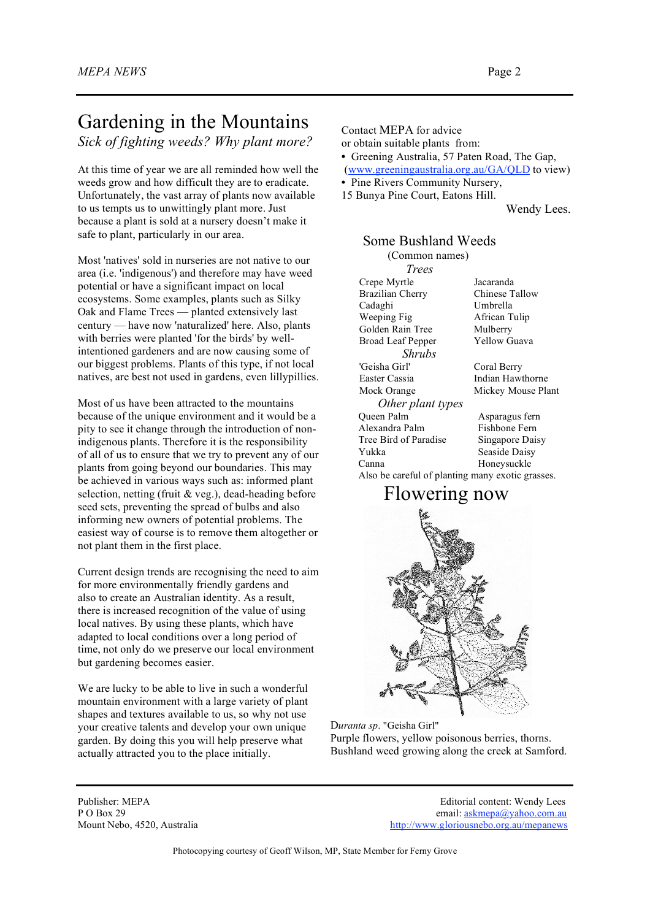# Gardening in the Mountains

*Sick of fighting weeds? Why plant more?*

At this time of year we are all reminded how well the weeds grow and how difficult they are to eradicate. Unfortunately, the vast array of plants now available to us tempts us to unwittingly plant more. Just because a plant is sold at a nursery doesn't make it safe to plant, particularly in our area.

Most 'natives' sold in nurseries are not native to our area (i.e. 'indigenous') and therefore may have weed potential or have a significant impact on local ecosystems. Some examples, plants such as Silky Oak and Flame Trees — planted extensively last century — have now 'naturalized' here. Also, plants with berries were planted 'for the birds' by well-intentioned gardeners and are now causing some of our biggest problems. Plants of this type, if not local natives, are best not used in gardens, even lillypillies.

Most of us have been attracted to the mountains because of the unique environment and it would be a pity to see it change through the introduction of non-indigenous plants. Therefore it is the responsibility of all of us to ensure that we try to prevent any of our plants from going beyond our boundaries. This may be achieved in various ways such as: informed plant selection, netting (fruit & veg.), dead-heading before seed sets, preventing the spread of bulbs and also informing new owners of potential problems. The easiest way of course is to remove them altogether or not plant them in the first place.

Current design trends are recognising the need to aim for more environmentally friendly gardens and also to create an Australian identity. As a result, there is increased recognition of the value of using local natives. By using these plants, which have adapted to local conditions over a long period of time, not only do we preserve our local environment but gardening becomes easier.

We are lucky to be able to live in such a wonderful mountain environment with a large variety of plant shapes and textures available to us, so why not use your creative talents and develop your own unique garden. By doing this you will help preserve what actually attracted you to the place initially.

Contact MEPA for advice
or obtain suitable plants from:

- Greening Australia, 57 Paten Road, The Gap, (www.greeningaustralia.org.au/GA/QLD to view)
- Pine Rivers Community Nursery, 15 Bunya Pine Court, Eatons Hill.

Wendy Lees.

## Some Bushland Weeds

(Common names)

*Trees*

| | |
|---|---|
| Crepe Myrtle | Jacaranda |
| Brazilian Cherry | Chinese Tallow |
| Cadaghi | Umbrella |
| Weeping Fig | African Tulip |
| Golden Rain Tree | Mulberry |
| Broad Leaf Pepper | Yellow Guava |

*Shrubs*

| | |
|---|---|
| 'Geisha Girl' | Coral Berry |
| Easter Cassia | Indian Hawthorne |
| Mock Orange | Mickey Mouse Plant |

*Other plant types*

| | |
|---|---|
| Queen Palm | Asparagus fern |
| Alexandra Palm | Fishbone Fern |
| Tree Bird of Paradise | Singapore Daisy |
| Yukka | Seaside Daisy |
| Canna | Honeysuckle |

Also be careful of planting many exotic grasses.

## Flowering now

D*uranta sp*. "Geisha Girl"
Purple flowers, yellow poisonous berries, thorns.
Bushland weed growing along the creek at Samford.

Publisher: MEPA
P O Box 29
Mount Nebo, 4520, Australia

Editorial content: Wendy Lees
email: askmepa@yahoo.com.au
http://www.gloriousnebo.org.au/mepanews

Photocopying courtesy of Geoff Wilson, MP, State Member for Ferny Grove